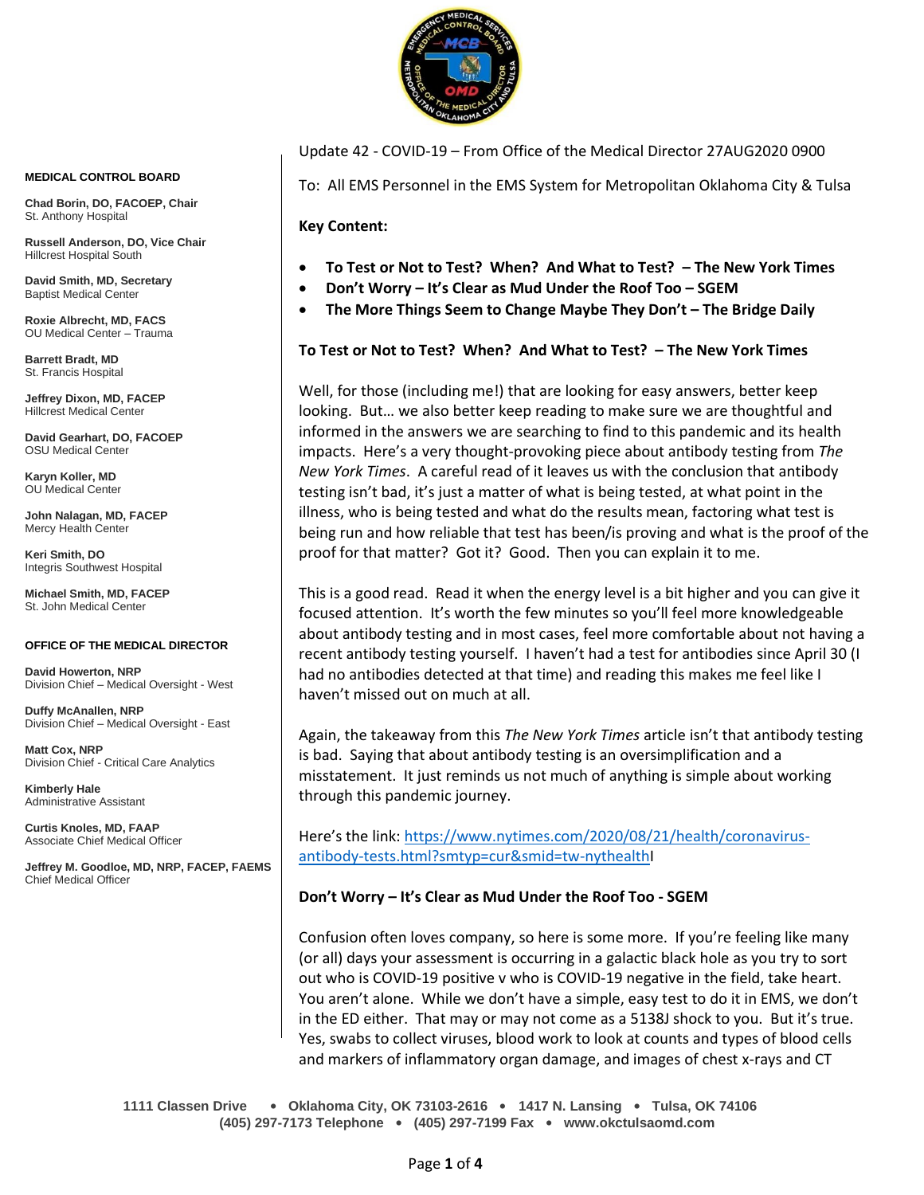**MEDICAL CONTROL BOARD**

**Chad Borin, DO, FACOEP, Chair**
St. Anthony Hospital

**Russell Anderson, DO, Vice Chair**
Hillcrest Hospital South

**David Smith, MD, Secretary**
Baptist Medical Center

**Roxie Albrecht, MD, FACS**
OU Medical Center – Trauma

**Barrett Bradt, MD**
St. Francis Hospital

**Jeffrey Dixon, MD, FACEP**
Hillcrest Medical Center

**David Gearhart, DO, FACOEP**
OSU Medical Center

**Karyn Koller, MD**
OU Medical Center

**John Nalagan, MD, FACEP**
Mercy Health Center

**Keri Smith, DO**
Integris Southwest Hospital

**Michael Smith, MD, FACEP**
St. John Medical Center

**OFFICE OF THE MEDICAL DIRECTOR**

**David Howerton, NRP**
Division Chief – Medical Oversight - West

**Duffy McAnallen, NRP**
Division Chief – Medical Oversight - East

**Matt Cox, NRP**
Division Chief - Critical Care Analytics

**Kimberly Hale**
Administrative Assistant

**Curtis Knoles, MD, FAAP**
Associate Chief Medical Officer

**Jeffrey M. Goodloe, MD, NRP, FACEP, FAEMS**
Chief Medical Officer

Update 42 - COVID-19 – From Office of the Medical Director 27AUG2020 0900

To: All EMS Personnel in the EMS System for Metropolitan Oklahoma City & Tulsa

**Key Content:**

- **To Test or Not to Test? When? And What to Test? – The New York Times**
- **Don't Worry – It's Clear as Mud Under the Roof Too – SGEM**
- **The More Things Seem to Change Maybe They Don't – The Bridge Daily**

**To Test or Not to Test? When? And What to Test? – The New York Times**

Well, for those (including me!) that are looking for easy answers, better keep looking. But… we also better keep reading to make sure we are thoughtful and informed in the answers we are searching to find to this pandemic and its health impacts. Here's a very thought-provoking piece about antibody testing from *The New York Times*. A careful read of it leaves us with the conclusion that antibody testing isn't bad, it's just a matter of what is being tested, at what point in the illness, who is being tested and what do the results mean, factoring what test is being run and how reliable that test has been/is proving and what is the proof of the proof for that matter? Got it? Good. Then you can explain it to me.

This is a good read. Read it when the energy level is a bit higher and you can give it focused attention. It's worth the few minutes so you'll feel more knowledgeable about antibody testing and in most cases, feel more comfortable about not having a recent antibody testing yourself. I haven't had a test for antibodies since April 30 (I had no antibodies detected at that time) and reading this makes me feel like I haven't missed out on much at all.

Again, the takeaway from this *The New York Times* article isn't that antibody testing is bad. Saying that about antibody testing is an oversimplification and a misstatement. It just reminds us not much of anything is simple about working through this pandemic journey.

Here's the link: https://www.nytimes.com/2020/08/21/health/coronavirus-antibody-tests.html?smtyp=cur&smid=tw-nythealthl

**Don't Worry – It's Clear as Mud Under the Roof Too - SGEM**

Confusion often loves company, so here is some more. If you're feeling like many (or all) days your assessment is occurring in a galactic black hole as you try to sort out who is COVID-19 positive v who is COVID-19 negative in the field, take heart. You aren't alone. While we don't have a simple, easy test to do it in EMS, we don't in the ED either. That may or may not come as a 5138J shock to you. But it's true. Yes, swabs to collect viruses, blood work to look at counts and types of blood cells and markers of inflammatory organ damage, and images of chest x-rays and CT

1111 Classen Drive • Oklahoma City, OK 73103-2616 • 1417 N. Lansing • Tulsa, OK 74106
(405) 297-7173 Telephone • (405) 297-7199 Fax • www.okctulsaomd.com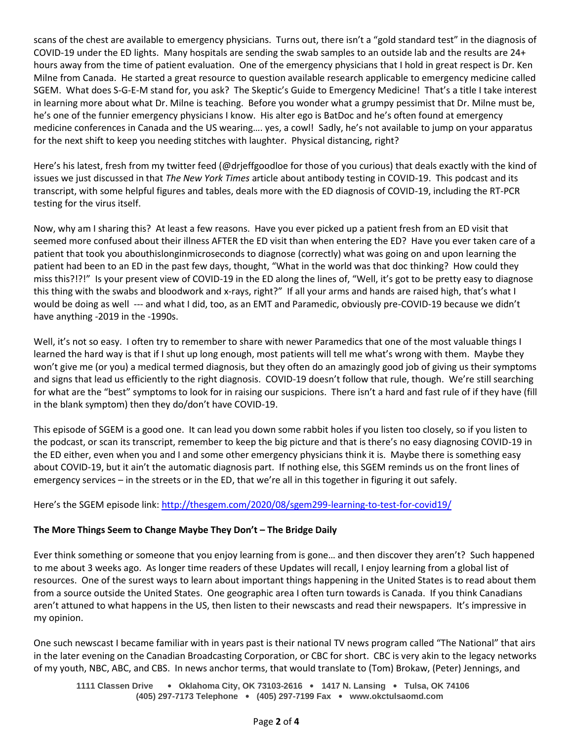scans of the chest are available to emergency physicians. Turns out, there isn't a "gold standard test" in the diagnosis of COVID-19 under the ED lights. Many hospitals are sending the swab samples to an outside lab and the results are 24+ hours away from the time of patient evaluation. One of the emergency physicians that I hold in great respect is Dr. Ken Milne from Canada. He started a great resource to question available research applicable to emergency medicine called SGEM. What does S-G-E-M stand for, you ask? The Skeptic's Guide to Emergency Medicine! That's a title I take interest in learning more about what Dr. Milne is teaching. Before you wonder what a grumpy pessimist that Dr. Milne must be, he's one of the funnier emergency physicians I know. His alter ego is BatDoc and he's often found at emergency medicine conferences in Canada and the US wearing…. yes, a cowl! Sadly, he's not available to jump on your apparatus for the next shift to keep you needing stitches with laughter. Physical distancing, right?

Here's his latest, fresh from my twitter feed (@drjeffgoodloe for those of you curious) that deals exactly with the kind of issues we just discussed in that *The New York Times* article about antibody testing in COVID-19. This podcast and its transcript, with some helpful figures and tables, deals more with the ED diagnosis of COVID-19, including the RT-PCR testing for the virus itself.

Now, why am I sharing this? At least a few reasons. Have you ever picked up a patient fresh from an ED visit that seemed more confused about their illness AFTER the ED visit than when entering the ED? Have you ever taken care of a patient that took you abouthislonginmicroseconds to diagnose (correctly) what was going on and upon learning the patient had been to an ED in the past few days, thought, "What in the world was that doc thinking? How could they miss this?!?!" Is your present view of COVID-19 in the ED along the lines of, "Well, it's got to be pretty easy to diagnose this thing with the swabs and bloodwork and x-rays, right?" If all your arms and hands are raised high, that's what I would be doing as well --- and what I did, too, as an EMT and Paramedic, obviously pre-COVID-19 because we didn't have anything -2019 in the -1990s.

Well, it's not so easy. I often try to remember to share with newer Paramedics that one of the most valuable things I learned the hard way is that if I shut up long enough, most patients will tell me what's wrong with them. Maybe they won't give me (or you) a medical termed diagnosis, but they often do an amazingly good job of giving us their symptoms and signs that lead us efficiently to the right diagnosis. COVID-19 doesn't follow that rule, though. We're still searching for what are the "best" symptoms to look for in raising our suspicions. There isn't a hard and fast rule of if they have (fill in the blank symptom) then they do/don't have COVID-19.

This episode of SGEM is a good one. It can lead you down some rabbit holes if you listen too closely, so if you listen to the podcast, or scan its transcript, remember to keep the big picture and that is there's no easy diagnosing COVID-19 in the ED either, even when you and I and some other emergency physicians think it is. Maybe there is something easy about COVID-19, but it ain't the automatic diagnosis part. If nothing else, this SGEM reminds us on the front lines of emergency services – in the streets or in the ED, that we're all in this together in figuring it out safely.

Here's the SGEM episode link: http://thesgem.com/2020/08/sgem299-learning-to-test-for-covid19/

**The More Things Seem to Change Maybe They Don't – The Bridge Daily**

Ever think something or someone that you enjoy learning from is gone… and then discover they aren't? Such happened to me about 3 weeks ago. As longer time readers of these Updates will recall, I enjoy learning from a global list of resources. One of the surest ways to learn about important things happening in the United States is to read about them from a source outside the United States. One geographic area I often turn towards is Canada. If you think Canadians aren't attuned to what happens in the US, then listen to their newscasts and read their newspapers. It's impressive in my opinion.

One such newscast I became familiar with in years past is their national TV news program called "The National" that airs in the later evening on the Canadian Broadcasting Corporation, or CBC for short. CBC is very akin to the legacy networks of my youth, NBC, ABC, and CBS. In news anchor terms, that would translate to (Tom) Brokaw, (Peter) Jennings, and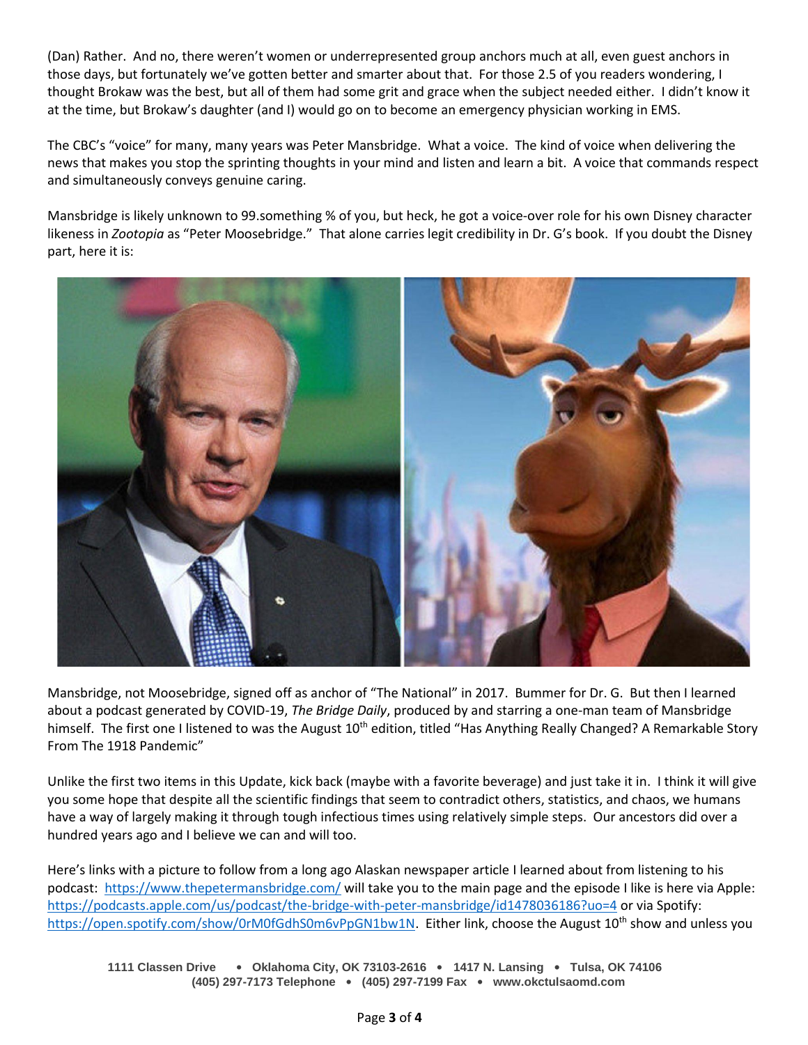(Dan) Rather. And no, there weren't women or underrepresented group anchors much at all, even guest anchors in those days, but fortunately we've gotten better and smarter about that. For those 2.5 of you readers wondering, I thought Brokaw was the best, but all of them had some grit and grace when the subject needed either. I didn't know it at the time, but Brokaw's daughter (and I) would go on to become an emergency physician working in EMS.

The CBC's "voice" for many, many years was Peter Mansbridge. What a voice. The kind of voice when delivering the news that makes you stop the sprinting thoughts in your mind and listen and learn a bit. A voice that commands respect and simultaneously conveys genuine caring.

Mansbridge is likely unknown to 99.something % of you, but heck, he got a voice-over role for his own Disney character likeness in *Zootopia* as "Peter Moosebridge." That alone carries legit credibility in Dr. G's book. If you doubt the Disney part, here it is:

Mansbridge, not Moosebridge, signed off as anchor of "The National" in 2017. Bummer for Dr. G. But then I learned about a podcast generated by COVID-19, *The Bridge Daily*, produced by and starring a one-man team of Mansbridge himself. The first one I listened to was the August 10th edition, titled "Has Anything Really Changed? A Remarkable Story From The 1918 Pandemic"

Unlike the first two items in this Update, kick back (maybe with a favorite beverage) and just take it in. I think it will give you some hope that despite all the scientific findings that seem to contradict others, statistics, and chaos, we humans have a way of largely making it through tough infectious times using relatively simple steps. Our ancestors did over a hundred years ago and I believe we can and will too.

Here's links with a picture to follow from a long ago Alaskan newspaper article I learned about from listening to his podcast: https://www.thepetermansbridge.com/ will take you to the main page and the episode I like is here via Apple: https://podcasts.apple.com/us/podcast/the-bridge-with-peter-mansbridge/id1478036186?uo=4 or via Spotify: https://open.spotify.com/show/0rM0fGdhS0m6vPpGN1bw1N. Either link, choose the August 10th show and unless you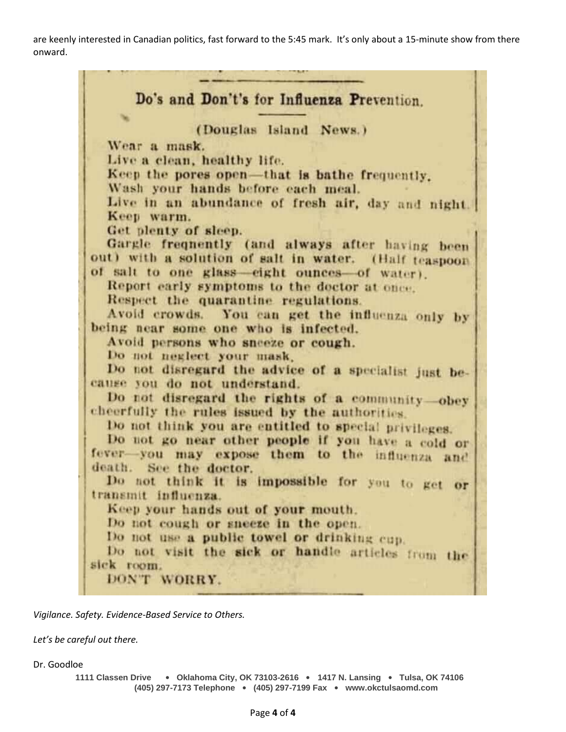are keenly interested in Canadian politics, fast forward to the 5:45 mark. It's only about a 15-minute show from there onward.

## Do's and Don't's for Influenza Prevention.

(Douglas Island News.)

Wear a mask.

Live a clean, healthy life.

Keep the pores open—that is bathe frequently.

Wash your hands before each meal.

Live in an abundance of fresh air, day and night.

Keep warm.

Get plenty of sleep.

Gargle freqnently (and always after having been out) with a solution of salt in water. (Half teaspoon of salt to one glass—eight ounces—of water).

Report early symptoms to the doctor at once.

Respect the quarantine regulations.

Avoid crowds. You can get the influenza only by being near some one who is infected.

Avoid persons who sneeze or cough.

Do not neglect your mask.

Do not disregard the advice of a specialist just because you do not understand.

Do not disregard the rights of a community—obey cheerfully the rules issued by the authorities.

Do not think you are entitled to special privileges.

Do not go near other people if you have a cold or fever—you may expose them to the influenza and death. See the doctor.

Do not think it is impossible for you to get or transmit influenza.

Keep your hands out of your mouth.

Do not cough or sneeze in the open.

Do not use a public towel or drinking cup.

Do not visit the sick or handle articles from the sick room.

DON'T WORRY.

*Vigilance. Safety. Evidence-Based Service to Others.*

*Let's be careful out there.*

Dr. Goodloe

**1111 Classen Drive • Oklahoma City, OK 73103-2616 • 1417 N. Lansing • Tulsa, OK 74106**
**(405) 297-7173 Telephone • (405) 297-7199 Fax • www.okctulsaomd.com**